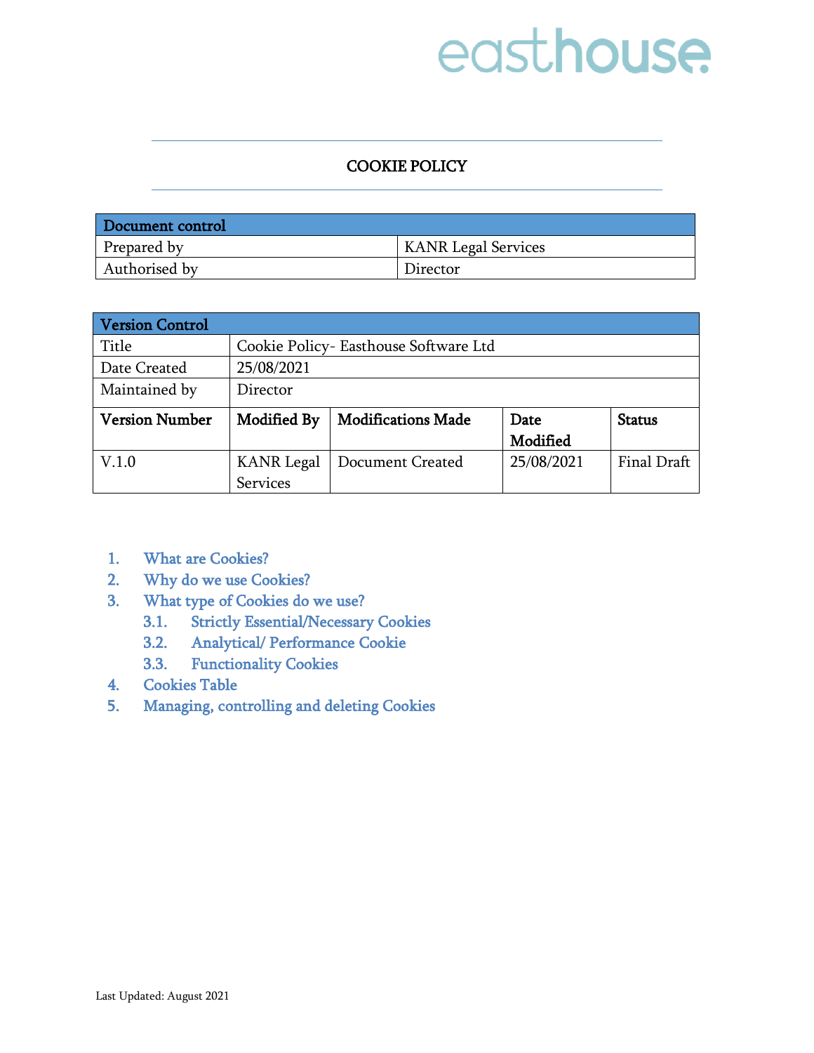easthouse

# COOKIE POLICY

| Document control | |
|---|---|
| Prepared by | KANR Legal Services |
| Authorised by | Director |

| Version Control | | | | |
|---|---|---|---|---|
| Title | Cookie Policy- Easthouse Software Ltd | | | |
| Date Created | 25/08/2021 | | | |
| Maintained by | Director | | | |
| **Version Number** | **Modified By** | **Modifications Made** | **Date Modified** | **Status** |
| V.1.0 | KANR Legal Services | Document Created | 25/08/2021 | Final Draft |

1. What are Cookies?
2. Why do we use Cookies?
3. What type of Cookies do we use?
   - 3.1. Strictly Essential/Necessary Cookies
   - 3.2. Analytical/ Performance Cookie
   - 3.3. Functionality Cookies
4. Cookies Table
5. Managing, controlling and deleting Cookies

Last Updated: August 2021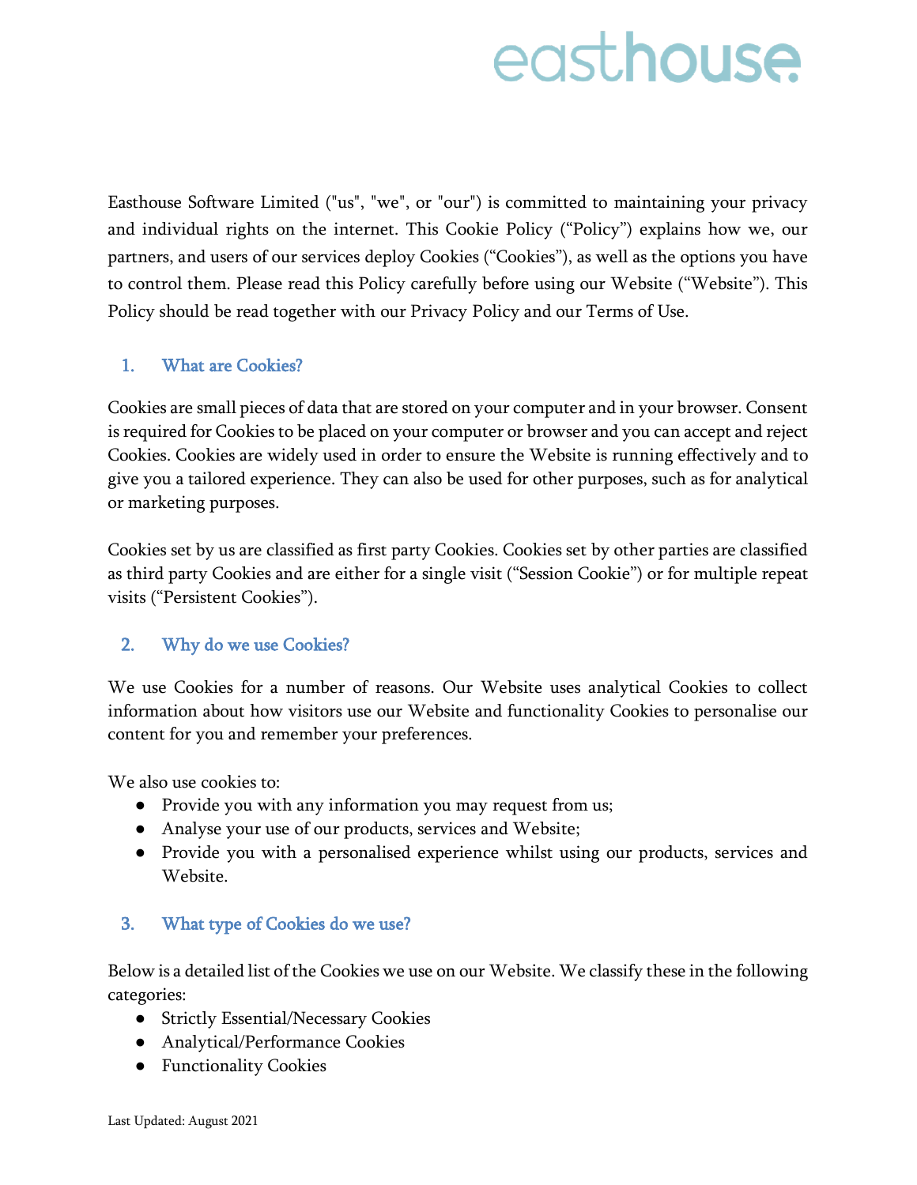Easthouse Software Limited ("us", "we", or "our") is committed to maintaining your privacy and individual rights on the internet. This Cookie Policy ("Policy") explains how we, our partners, and users of our services deploy Cookies ("Cookies"), as well as the options you have to control them. Please read this Policy carefully before using our Website ("Website"). This Policy should be read together with our Privacy Policy and our Terms of Use.

## 1. What are Cookies?

Cookies are small pieces of data that are stored on your computer and in your browser. Consent is required for Cookies to be placed on your computer or browser and you can accept and reject Cookies. Cookies are widely used in order to ensure the Website is running effectively and to give you a tailored experience. They can also be used for other purposes, such as for analytical or marketing purposes.

Cookies set by us are classified as first party Cookies. Cookies set by other parties are classified as third party Cookies and are either for a single visit ("Session Cookie") or for multiple repeat visits ("Persistent Cookies").

## 2. Why do we use Cookies?

We use Cookies for a number of reasons. Our Website uses analytical Cookies to collect information about how visitors use our Website and functionality Cookies to personalise our content for you and remember your preferences.

We also use cookies to:

- Provide you with any information you may request from us;
- Analyse your use of our products, services and Website;
- Provide you with a personalised experience whilst using our products, services and Website.

## 3. What type of Cookies do we use?

Below is a detailed list of the Cookies we use on our Website. We classify these in the following categories:

- Strictly Essential/Necessary Cookies
- Analytical/Performance Cookies
- Functionality Cookies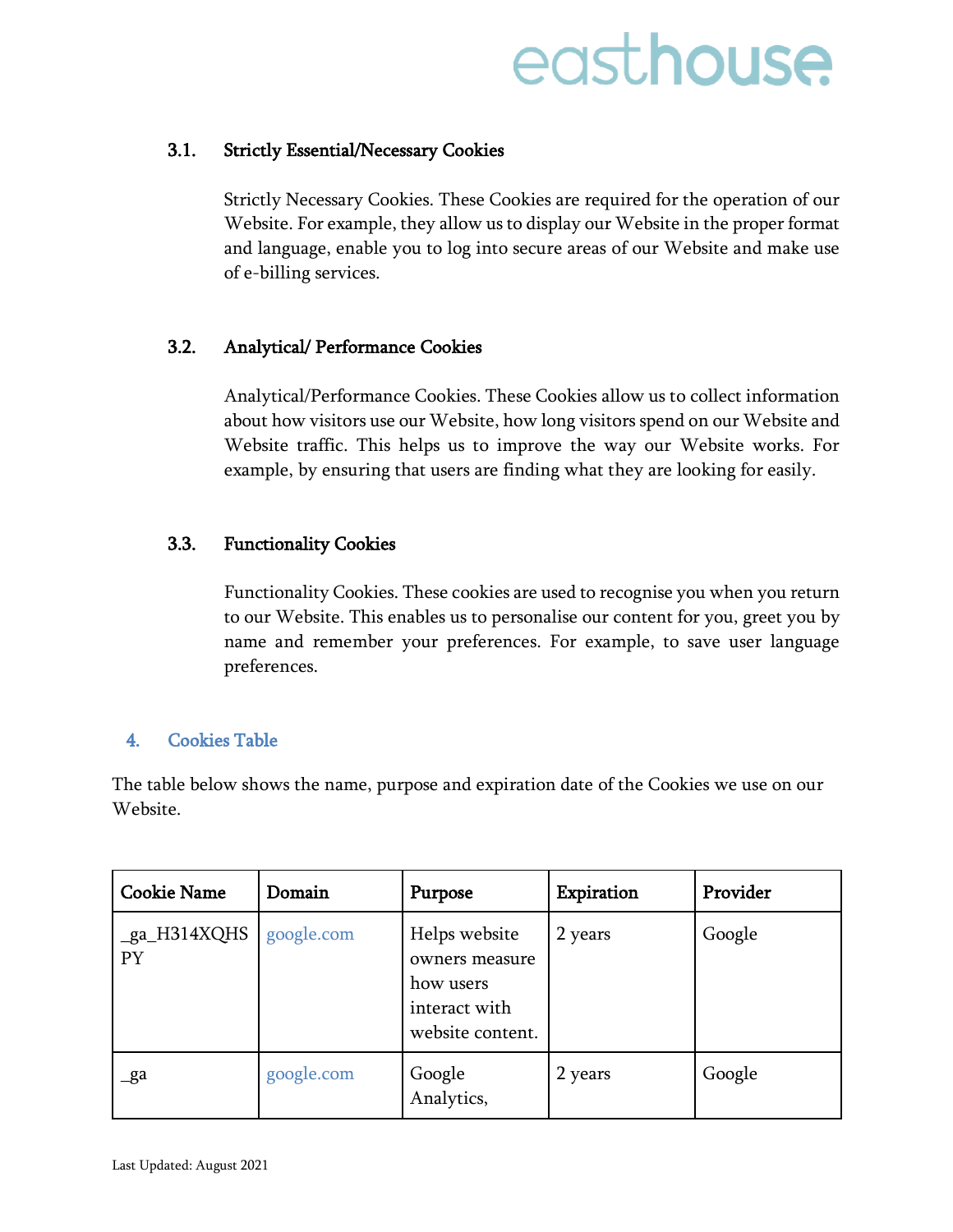### 3.1. Strictly Essential/Necessary Cookies

Strictly Necessary Cookies. These Cookies are required for the operation of our Website. For example, they allow us to display our Website in the proper format and language, enable you to log into secure areas of our Website and make use of e-billing services.

### 3.2. Analytical/ Performance Cookies

Analytical/Performance Cookies. These Cookies allow us to collect information about how visitors use our Website, how long visitors spend on our Website and Website traffic. This helps us to improve the way our Website works. For example, by ensuring that users are finding what they are looking for easily.

### 3.3. Functionality Cookies

Functionality Cookies. These cookies are used to recognise you when you return to our Website. This enables us to personalise our content for you, greet you by name and remember your preferences. For example, to save user language preferences.

## 4. Cookies Table

The table below shows the name, purpose and expiration date of the Cookies we use on our Website.

| Cookie Name | Domain | Purpose | Expiration | Provider |
|---|---|---|---|---|
| _ga_H314XQHSPY | google.com | Helps website owners measure how users interact with website content. | 2 years | Google |
| _ga | google.com | Google Analytics, | 2 years | Google |

Last Updated: August 2021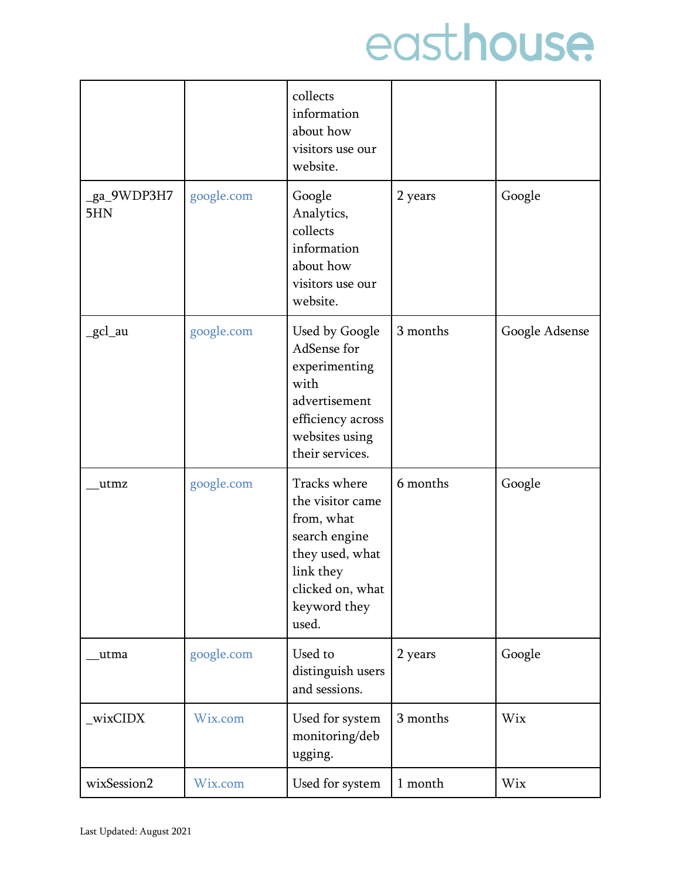| | | collects information about how visitors use our website. | | |
|---|---|---|---|---|
| _ga_9WDP3H75HN | google.com | Google Analytics, collects information about how visitors use our website. | 2 years | Google |
| _gcl_au | google.com | Used by Google AdSense for experimenting with advertisement efficiency across websites using their services. | 3 months | Google Adsense |
| __utmz | google.com | Tracks where the visitor came from, what search engine they used, what link they clicked on, what keyword they used. | 6 months | Google |
| __utma | google.com | Used to distinguish users and sessions. | 2 years | Google |
| _wixCIDX | Wix.com | Used for system monitoring/debugging. | 3 months | Wix |
| wixSession2 | Wix.com | Used for system | 1 month | Wix |

Last Updated: August 2021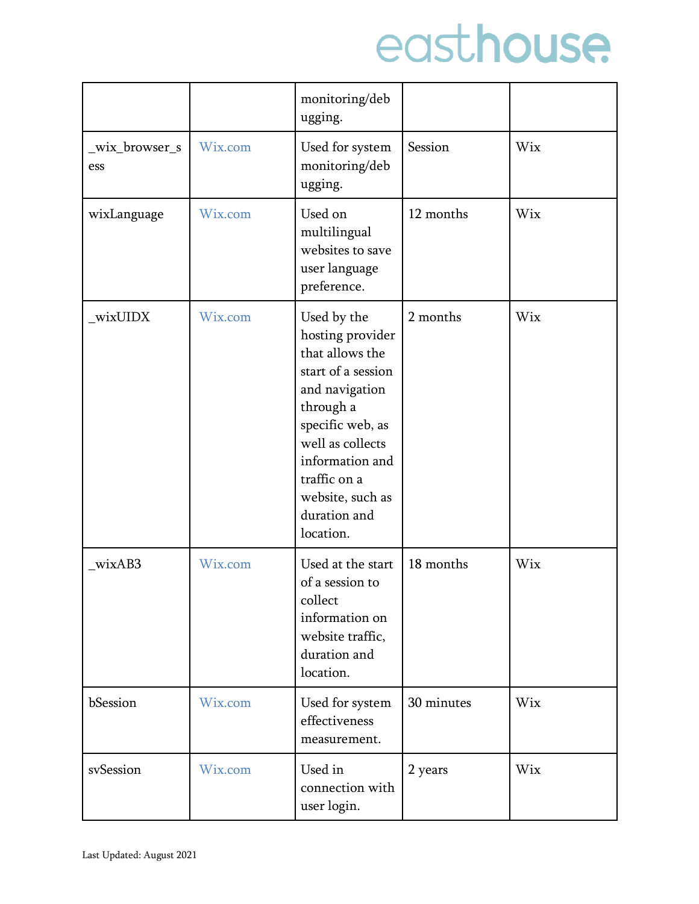| | | | | |
|---|---|---|---|---|
| | | monitoring/debugging. | | |
| _wix_browser_sess | Wix.com | Used for system monitoring/debugging. | Session | Wix |
| wixLanguage | Wix.com | Used on multilingual websites to save user language preference. | 12 months | Wix |
| _wixUIDX | Wix.com | Used by the hosting provider that allows the start of a session and navigation through a specific web, as well as collects information and traffic on a website, such as duration and location. | 2 months | Wix |
| _wixAB3 | Wix.com | Used at the start of a session to collect information on website traffic, duration and location. | 18 months | Wix |
| bSession | Wix.com | Used for system effectiveness measurement. | 30 minutes | Wix |
| svSession | Wix.com | Used in connection with user login. | 2 years | Wix |

Last Updated: August 2021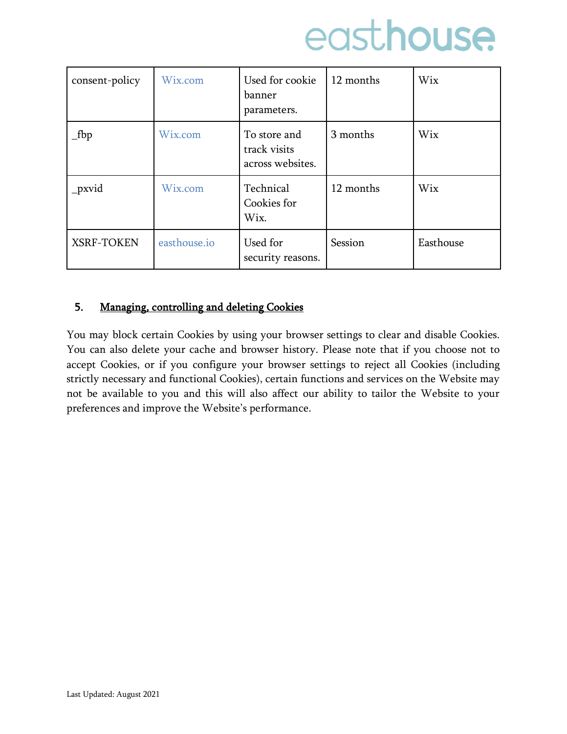| | | | | |
|---|---|---|---|---|
| consent-policy | Wix.com | Used for cookie banner parameters. | 12 months | Wix |
| _fbp | Wix.com | To store and track visits across websites. | 3 months | Wix |
| _pxvid | Wix.com | Technical Cookies for Wix. | 12 months | Wix |
| XSRF-TOKEN | easthouse.io | Used for security reasons. | Session | Easthouse |

## 5. <u>Managing, controlling and deleting Cookies</u>

You may block certain Cookies by using your browser settings to clear and disable Cookies. You can also delete your cache and browser history. Please note that if you choose not to accept Cookies, or if you configure your browser settings to reject all Cookies (including strictly necessary and functional Cookies), certain functions and services on the Website may not be available to you and this will also affect our ability to tailor the Website to your preferences and improve the Website's performance.

Last Updated: August 2021